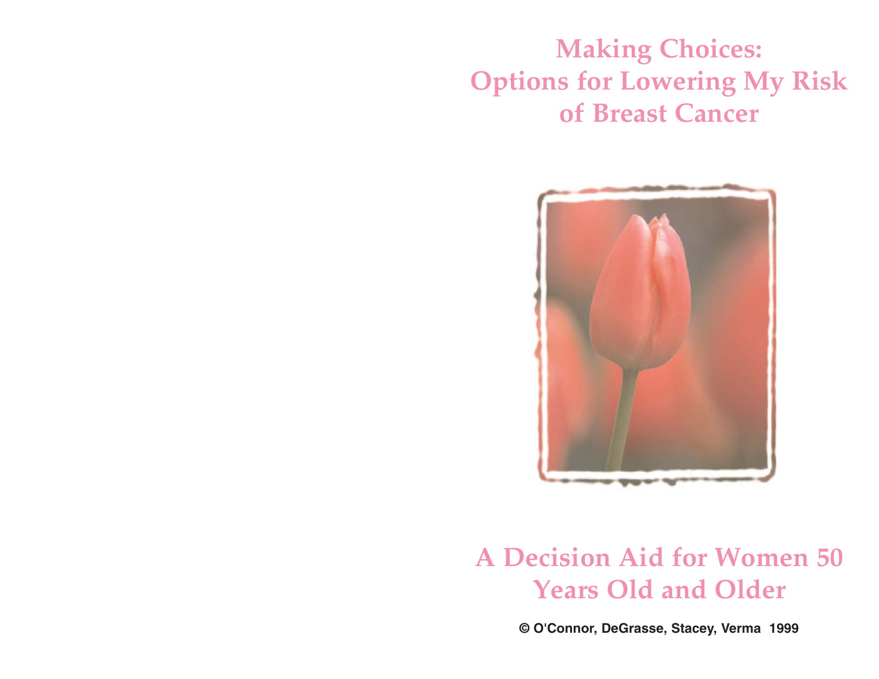# Making Choices: Options for Lowering My Risk of Breast Cancer

## A Decision Aid for Women 50 Years Old and Older

**© O'Connor, DeGrasse, Stacey, Verma 1999**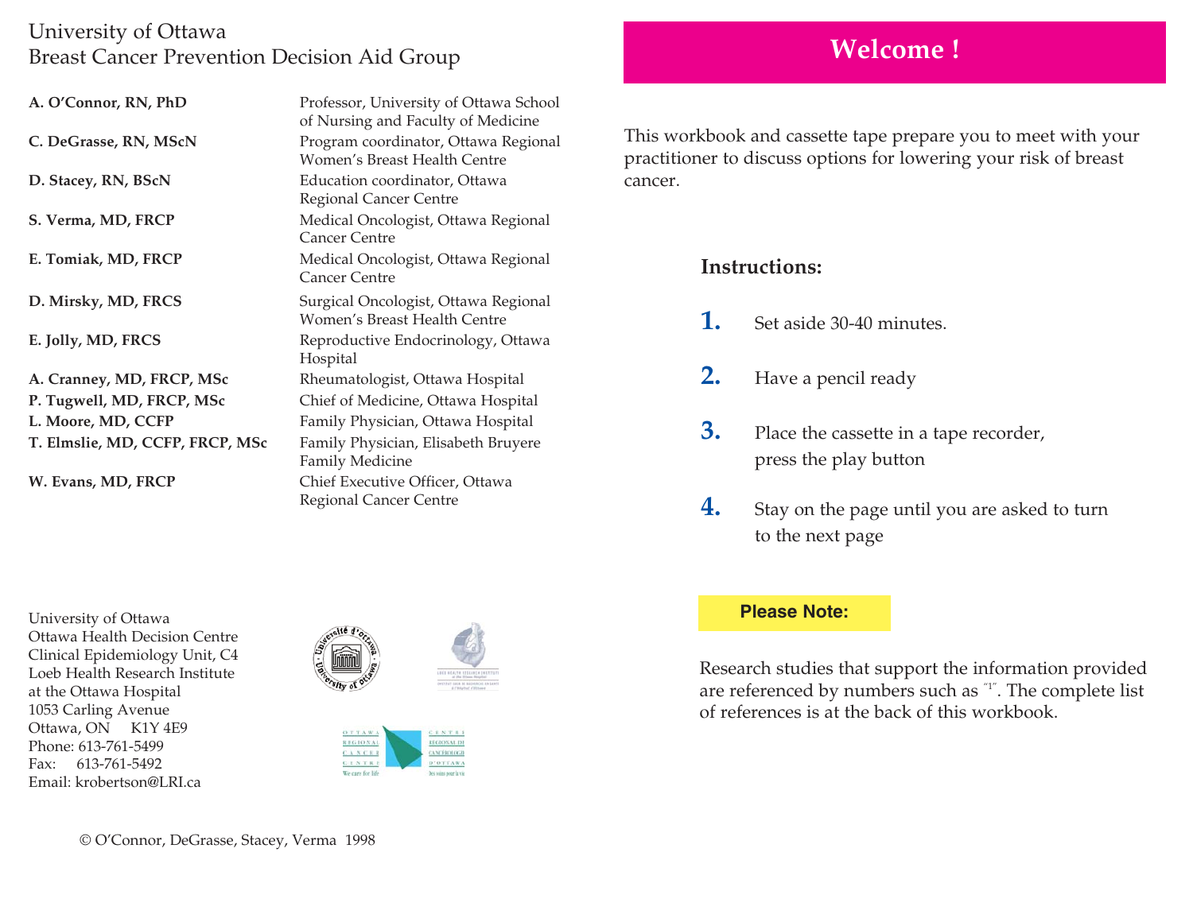# University of Ottawa
# Breast Cancer Prevention Decision Aid Group

| | |
|---|---|
| **A. O'Connor, RN, PhD** | Professor, University of Ottawa School of Nursing and Faculty of Medicine |
| **C. DeGrasse, RN, MScN** | Program coordinator, Ottawa Regional Women's Breast Health Centre |
| **D. Stacey, RN, BScN** | Education coordinator, Ottawa Regional Cancer Centre |
| **S. Verma, MD, FRCP** | Medical Oncologist, Ottawa Regional Cancer Centre |
| **E. Tomiak, MD, FRCP** | Medical Oncologist, Ottawa Regional Cancer Centre |
| **D. Mirsky, MD, FRCS** | Surgical Oncologist, Ottawa Regional Women's Breast Health Centre |
| **E. Jolly, MD, FRCS** | Reproductive Endocrinology, Ottawa Hospital |
| **A. Cranney, MD, FRCP, MSc** | Rheumatologist, Ottawa Hospital |
| **P. Tugwell, MD, FRCP, MSc** | Chief of Medicine, Ottawa Hospital |
| **L. Moore, MD, CCFP** | Family Physician, Ottawa Hospital |
| **T. Elmslie, MD, CCFP, FRCP, MSc** | Family Physician, Elisabeth Bruyere Family Medicine |
| **W. Evans, MD, FRCP** | Chief Executive Officer, Ottawa Regional Cancer Centre |

University of Ottawa
Ottawa Health Decision Centre
Clinical Epidemiology Unit, C4
Loeb Health Research Institute
at the Ottawa Hospital
1053 Carling Avenue
Ottawa, ON K1Y 4E9
Phone: 613-761-5499
Fax: 613-761-5492
Email: krobertson@LRI.ca

© O'Connor, DeGrasse, Stacey, Verma 1998

# Welcome !

This workbook and cassette tape prepare you to meet with your practitioner to discuss options for lowering your risk of breast cancer.

### Instructions:

1. Set aside 30-40 minutes.
2. Have a pencil ready
3. Place the cassette in a tape recorder, press the play button
4. Stay on the page until you are asked to turn to the next page

**Please Note:**

Research studies that support the information provided are referenced by numbers such as "1". The complete list of references is at the back of this workbook.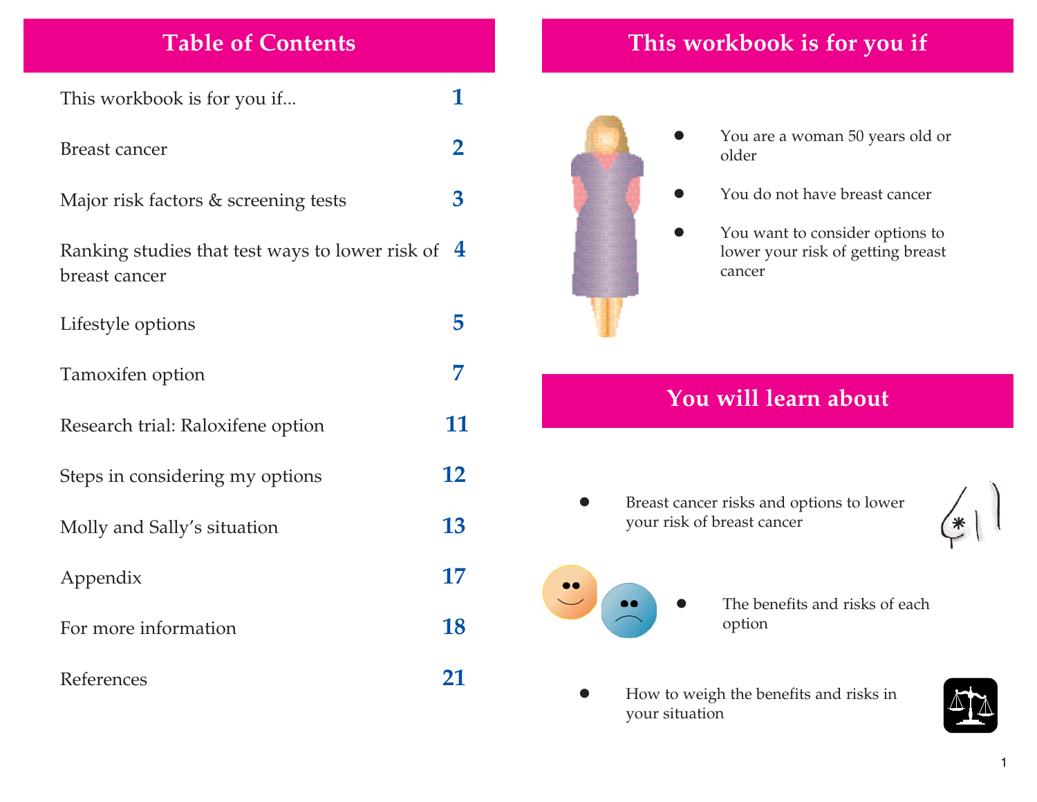## Table of Contents

| | |
|---|---|
| This workbook is for you if... | 1 |
| Breast cancer | 2 |
| Major risk factors & screening tests | 3 |
| Ranking studies that test ways to lower risk of breast cancer | 4 |
| Lifestyle options | 5 |
| Tamoxifen option | 7 |
| Research trial: Raloxifene option | 11 |
| Steps in considering my options | 12 |
| Molly and Sally's situation | 13 |
| Appendix | 17 |
| For more information | 18 |
| References | 21 |

## This workbook is for you if

- You are a woman 50 years old or older
- You do not have breast cancer
- You want to consider options to lower your risk of getting breast cancer

## You will learn about

- Breast cancer risks and options to lower your risk of breast cancer
- The benefits and risks of each option
- How to weigh the benefits and risks in your situation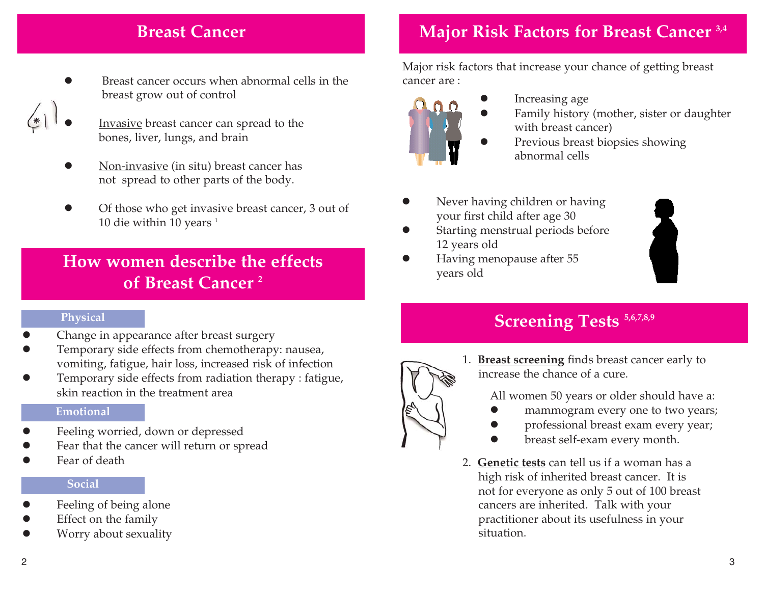## Breast Cancer

- Breast cancer occurs when abnormal cells in the breast grow out of control
- Invasive breast cancer can spread to the bones, liver, lungs, and brain
- Non-invasive (in situ) breast cancer has not spread to other parts of the body.
- Of those who get invasive breast cancer, 3 out of 10 die within 10 years [1]

## How women describe the effects of Breast Cancer [2]

### Physical

- Change in appearance after breast surgery
- Temporary side effects from chemotherapy: nausea, vomiting, fatigue, hair loss, increased risk of infection
- Temporary side effects from radiation therapy : fatigue, skin reaction in the treatment area

### Emotional

- Feeling worried, down or depressed
- Fear that the cancer will return or spread
- Fear of death

### Social

- Feeling of being alone
- Effect on the family
- Worry about sexuality

## Major Risk Factors for Breast Cancer [3,4]

Major risk factors that increase your chance of getting breast cancer are :

- Increasing age
- Family history (mother, sister or daughter with breast cancer)
- Previous breast biopsies showing abnormal cells
- Never having children or having your first child after age 30
- Starting menstrual periods before 12 years old
- Having menopause after 55 years old

## Screening Tests [5,6,7,8,9]

1. **Breast screening** finds breast cancer early to increase the chance of a cure.

   All women 50 years or older should have a:
   - mammogram every one to two years;
   - professional breast exam every year;
   - breast self-exam every month.

2. **Genetic tests** can tell us if a woman has a high risk of inherited breast cancer. It is not for everyone as only 5 out of 100 breast cancers are inherited. Talk with your practitioner about its usefulness in your situation.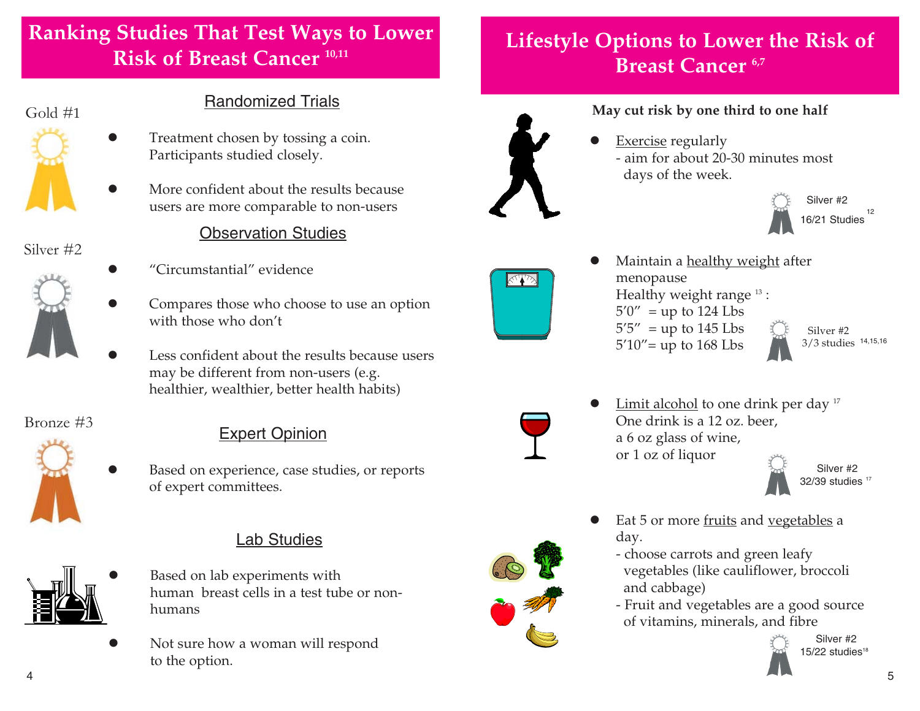## Ranking Studies That Test Ways to Lower Risk of Breast Cancer [10,11]

### Gold #1

**Randomized Trials**

- Treatment chosen by tossing a coin. Participants studied closely.
- More confident about the results because users are more comparable to non-users

### Silver #2

**Observation Studies**

- "Circumstantial" evidence
- Compares those who choose to use an option with those who don't
- Less confident about the results because users may be different from non-users (e.g. healthier, wealthier, better health habits)

### Bronze #3

**Expert Opinion**

- Based on experience, case studies, or reports of expert committees.

**Lab Studies**

- Based on lab experiments with human breast cells in a test tube or non-humans
- Not sure how a woman will respond to the option.

## Lifestyle Options to Lower the Risk of Breast Cancer [6,7]

**May cut risk by one third to one half**

- Exercise regularly
  - aim for about 20-30 minutes most days of the week.

  Silver #2 — 16/21 Studies [12]

- Maintain a healthy weight after menopause
  Healthy weight range [13]:
  5'0" = up to 124 Lbs
  5'5" = up to 145 Lbs
  5'10"= up to 168 Lbs

  Silver #2 — 3/3 studies [14,15,16]

- Limit alcohol to one drink per day [17]
  One drink is a 12 oz. beer,
  a 6 oz glass of wine,
  or 1 oz of liquor

  Silver #2 — 32/39 studies [17]

- Eat 5 or more fruits and vegetables a day.
  - choose carrots and green leafy vegetables (like cauliflower, broccoli and cabbage)
  - Fruit and vegetables are a good source of vitamins, minerals, and fibre

  Silver #2 — 15/22 studies [18]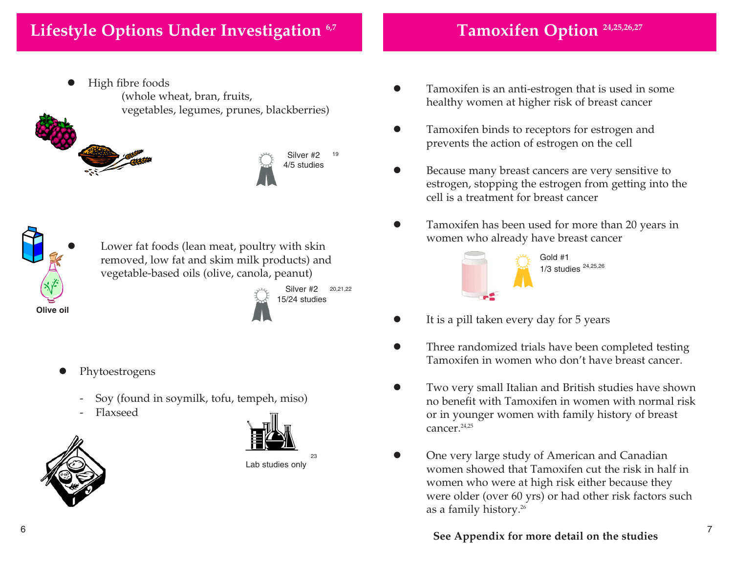## Lifestyle Options Under Investigation [6,7]

- High fibre foods
  (whole wheat, bran, fruits,
  vegetables, legumes, prunes, blackberries)

Silver #2 [19]
4/5 studies

- Lower fat foods (lean meat, poultry with skin removed, low fat and skim milk products) and vegetable-based oils (olive, canola, peanut)

Olive oil

Silver #2 [20,21,22]
15/24 studies

- Phytoestrogens
  - Soy (found in soymilk, tofu, tempeh, miso)
  - Flaxseed

Lab studies only [23]

## Tamoxifen Option [24,25,26,27]

- Tamoxifen is an anti-estrogen that is used in some healthy women at higher risk of breast cancer
- Tamoxifen binds to receptors for estrogen and prevents the action of estrogen on the cell
- Because many breast cancers are very sensitive to estrogen, stopping the estrogen from getting into the cell is a treatment for breast cancer
- Tamoxifen has been used for more than 20 years in women who already have breast cancer

Gold #1
1/3 studies [24,25,26]

- It is a pill taken every day for 5 years
- Three randomized trials have been completed testing Tamoxifen in women who don't have breast cancer.
- Two very small Italian and British studies have shown no benefit with Tamoxifen in women with normal risk or in younger women with family history of breast cancer.[24,25]
- One very large study of American and Canadian women showed that Tamoxifen cut the risk in half in women who were at high risk either because they were older (over 60 yrs) or had other risk factors such as a family history.[26]

**See Appendix for more detail on the studies**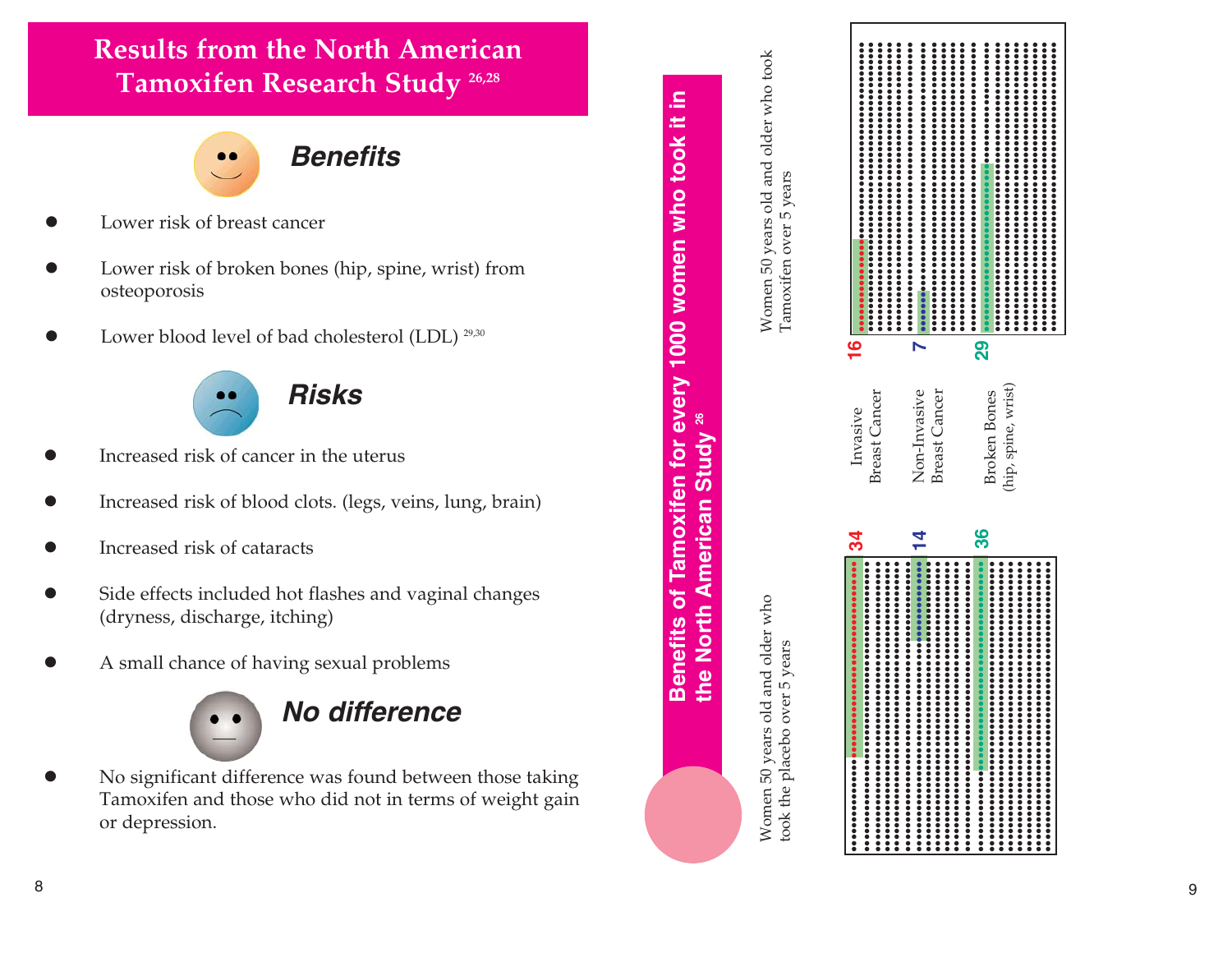# Results from the North American Tamoxifen Research Study [26,28]

## Benefits

- Lower risk of breast cancer
- Lower risk of broken bones (hip, spine, wrist) from osteoporosis
- Lower blood level of bad cholesterol (LDL) [29,30]

## Risks

- Increased risk of cancer in the uterus
- Increased risk of blood clots. (legs, veins, lung, brain)
- Increased risk of cataracts
- Side effects included hot flashes and vaginal changes (dryness, discharge, itching)
- A small chance of having sexual problems

## No difference

- No significant difference was found between those taking Tamoxifen and those who did not in terms of weight gain or depression.

## Benefits of Tamoxifen for every 1000 women who took it in the North American Study [26]

| | Women 50 years old and older who took the placebo over 5 years | Women 50 years old and older who took Tamoxifen over 5 years |
|---|---|---|
| Invasive Breast Cancer | 34 | 16 |
| Non-Invasive Breast Cancer | 14 | 7 |
| Broken Bones (hip, spine, wrist) | 36 | 29 |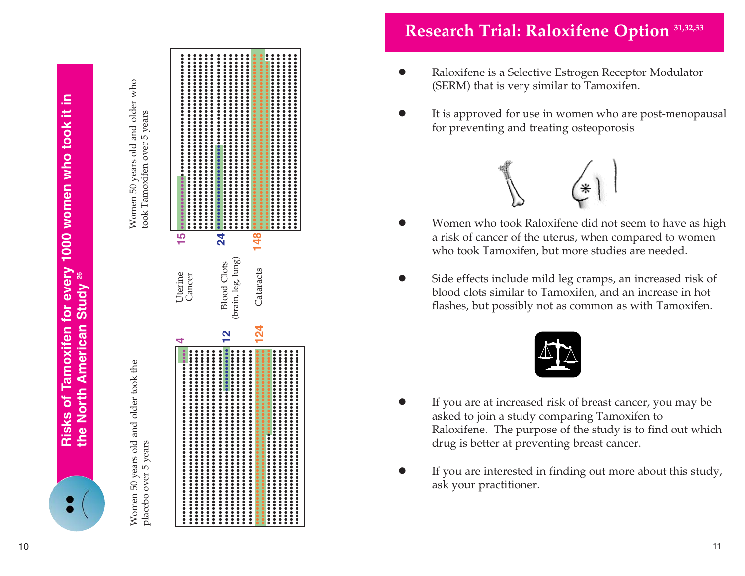## Risks of Tamoxifen for every 1000 women who took it in the North American Study [26]

| | Women 50 years old and older who took the placebo over 5 years | Women 50 years old and older who took Tamoxifen over 5 years |
|---|---|---|
| Uterine Cancer | 4 | 15 |
| Blood Clots (brain, leg, lung) | 12 | 24 |
| Cataracts | 124 | 148 |

## Research Trial: Raloxifene Option [31,32,33]

- Raloxifene is a Selective Estrogen Receptor Modulator (SERM) that is very similar to Tamoxifen.
- It is approved for use in women who are post-menopausal for preventing and treating osteoporosis
- Women who took Raloxifene did not seem to have as high a risk of cancer of the uterus, when compared to women who took Tamoxifen, but more studies are needed.
- Side effects include mild leg cramps, an increased risk of blood clots similar to Tamoxifen, and an increase in hot flashes, but possibly not as common as with Tamoxifen.
- If you are at increased risk of breast cancer, you may be asked to join a study comparing Tamoxifen to Raloxifene. The purpose of the study is to find out which drug is better at preventing breast cancer.
- If you are interested in finding out more about this study, ask your practitioner.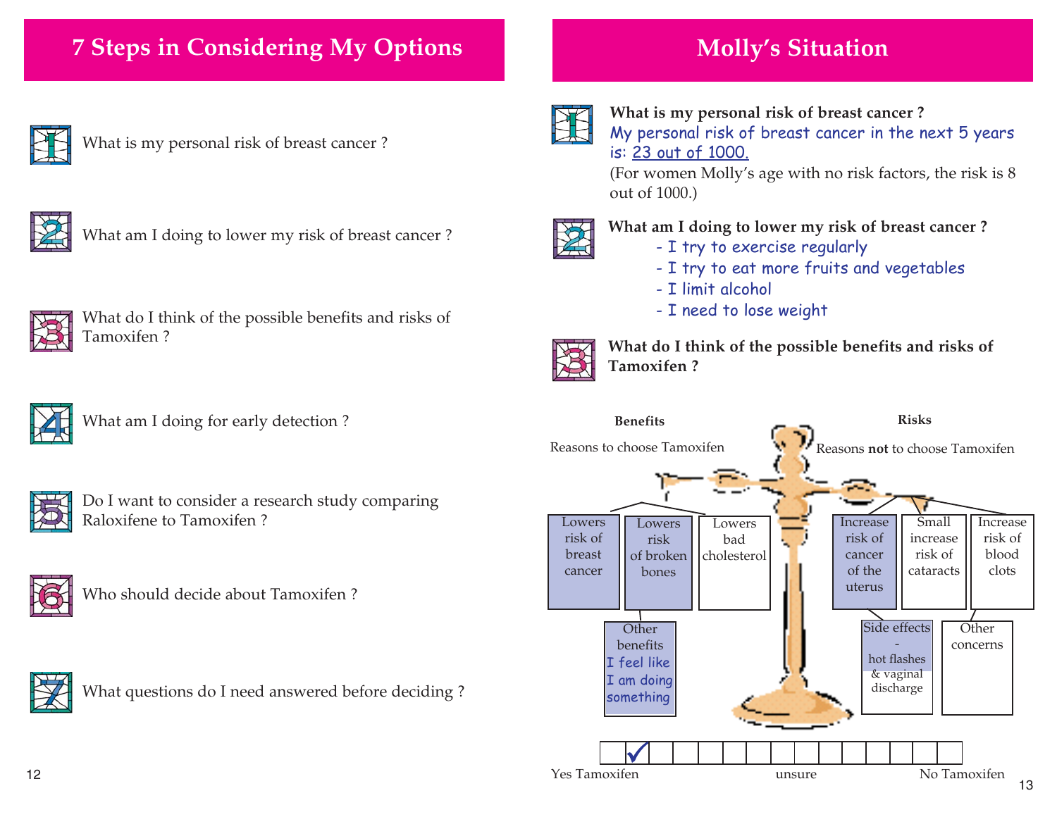# 7 Steps in Considering My Options

1. What is my personal risk of breast cancer ?

2. What am I doing to lower my risk of breast cancer ?

3. What do I think of the possible benefits and risks of Tamoxifen ?

4. What am I doing for early detection ?

5. Do I want to consider a research study comparing Raloxifene to Tamoxifen ?

6. Who should decide about Tamoxifen ?

7. What questions do I need answered before deciding ?

# Molly's Situation

1. **What is my personal risk of breast cancer ?**
   My personal risk of breast cancer in the next 5 years is: 23 out of 1000.
   (For women Molly's age with no risk factors, the risk is 8 out of 1000.)

2. **What am I doing to lower my risk of breast cancer ?**
   - I try to exercise regularly
   - I try to eat more fruits and vegetables
   - I limit alcohol
   - I need to lose weight

3. **What do I think of the possible benefits and risks of Tamoxifen ?**

**Benefits**

Reasons to choose Tamoxifen

- Lowers risk of breast cancer
- Lowers risk of broken bones
- Lowers bad cholesterol
- Other benefits: I feel like I am doing something

**Risks**

Reasons **not** to choose Tamoxifen

- Increase risk of cancer of the uterus
- Small increase risk of cataracts
- Increase risk of blood clots
- Side effects - hot flashes & vaginal discharge
- Other concerns

Yes Tamoxifen [ ] [✓] [ ] [ ] [ ] [ ] [ ] [ ] [ ] [ ] [ ] [ ] [ ] [ ] [ ] unsure No Tamoxifen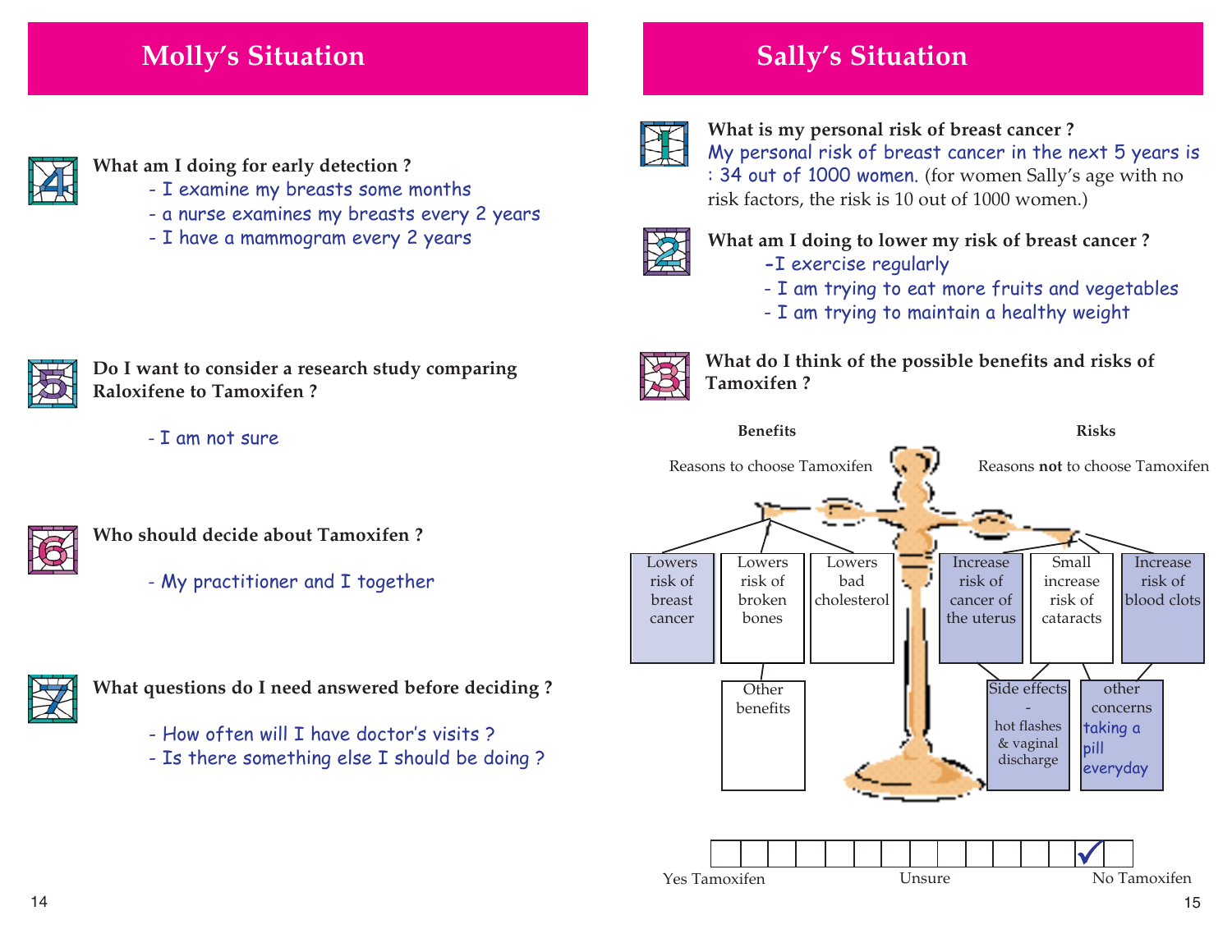## Molly's Situation

**4 What am I doing for early detection ?**

- I examine my breasts some months
- a nurse examines my breasts every 2 years
- I have a mammogram every 2 years

**5 Do I want to consider a research study comparing Raloxifene to Tamoxifen ?**

- I am not sure

**6 Who should decide about Tamoxifen ?**

- My practitioner and I together

**7 What questions do I need answered before deciding ?**

- How often will I have doctor's visits ?
- Is there something else I should be doing ?

## Sally's Situation

**1 What is my personal risk of breast cancer ?**

My personal risk of breast cancer in the next 5 years is : 34 out of 1000 women. (for women Sally's age with no risk factors, the risk is 10 out of 1000 women.)

**2 What am I doing to lower my risk of breast cancer ?**

- I exercise regularly
- I am trying to eat more fruits and vegetables
- I am trying to maintain a healthy weight

**3 What do I think of the possible benefits and risks of Tamoxifen ?**

**Benefits**

Reasons to choose Tamoxifen

- Lowers risk of breast cancer
- Lowers risk of broken bones
- Lowers bad cholesterol
- Other benefits

**Risks**

Reasons **not** to choose Tamoxifen

- Increase risk of cancer of the uterus
- Small increase risk of cataracts
- Increase risk of blood clots
- Side effects - hot flashes & vaginal discharge
- other concerns: taking a pill everyday

Yes Tamoxifen — Unsure — No Tamoxifen (checked near "No Tamoxifen")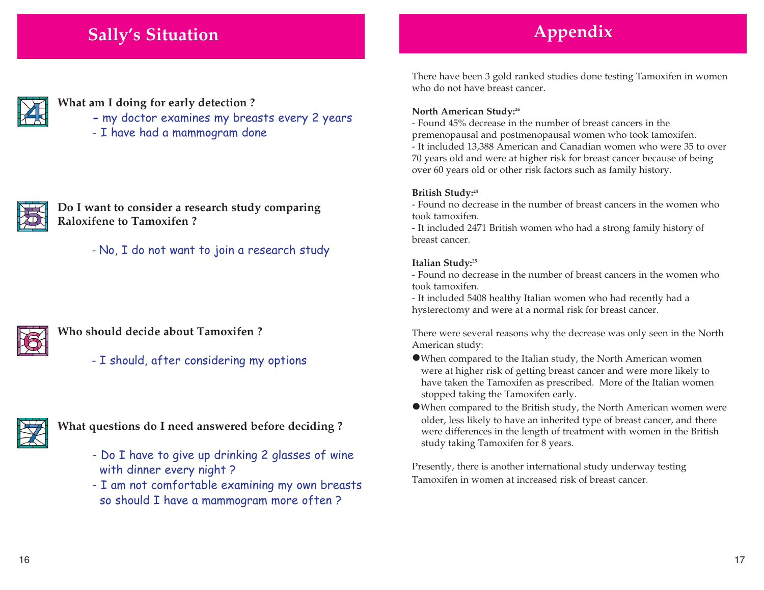## Sally's Situation

**4. What am I doing for early detection ?**

- my doctor examines my breasts every 2 years
- I have had a mammogram done

**5. Do I want to consider a research study comparing Raloxifene to Tamoxifen ?**

- No, I do not want to join a research study

**6. Who should decide about Tamoxifen ?**

- I should, after considering my options

**7. What questions do I need answered before deciding ?**

- Do I have to give up drinking 2 glasses of wine with dinner every night ?
- I am not comfortable examining my own breasts so should I have a mammogram more often ?

## Appendix

There have been 3 gold ranked studies done testing Tamoxifen in women who do not have breast cancer.

**North American Study:**[26]
- Found 45% decrease in the number of breast cancers in the premenopausal and postmenopausal women who took tamoxifen.
- It included 13,388 American and Canadian women who were 35 to over 70 years old and were at higher risk for breast cancer because of being over 60 years old or other risk factors such as family history.

**British Study:**[24]
- Found no decrease in the number of breast cancers in the women who took tamoxifen.
- It included 2471 British women who had a strong family history of breast cancer.

**Italian Study:**[25]
- Found no decrease in the number of breast cancers in the women who took tamoxifen.
- It included 5408 healthy Italian women who had recently had a hysterectomy and were at a normal risk for breast cancer.

There were several reasons why the decrease was only seen in the North American study:

- When compared to the Italian study, the North American women were at higher risk of getting breast cancer and were more likely to have taken the Tamoxifen as prescribed. More of the Italian women stopped taking the Tamoxifen early.
- When compared to the British study, the North American women were older, less likely to have an inherited type of breast cancer, and there were differences in the length of treatment with women in the British study taking Tamoxifen for 8 years.

Presently, there is another international study underway testing Tamoxifen in women at increased risk of breast cancer.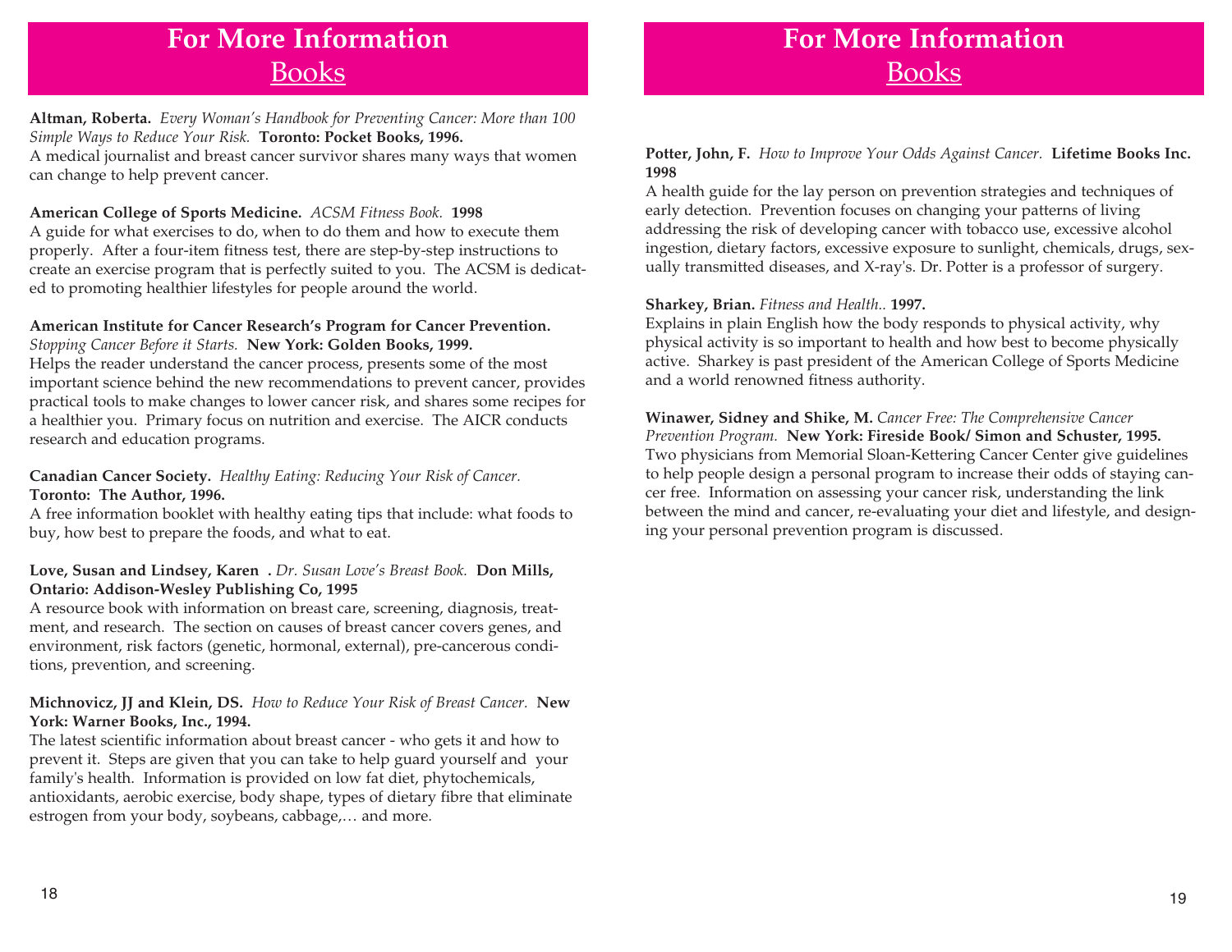# For More Information

## Books

**Altman, Roberta.** *Every Woman's Handbook for Preventing Cancer: More than 100 Simple Ways to Reduce Your Risk.* **Toronto: Pocket Books, 1996.**
A medical journalist and breast cancer survivor shares many ways that women can change to help prevent cancer.

**American College of Sports Medicine.** *ACSM Fitness Book.* **1998**
A guide for what exercises to do, when to do them and how to execute them properly. After a four-item fitness test, there are step-by-step instructions to create an exercise program that is perfectly suited to you. The ACSM is dedicated to promoting healthier lifestyles for people around the world.

**American Institute for Cancer Research's Program for Cancer Prevention.** *Stopping Cancer Before it Starts.* **New York: Golden Books, 1999.**
Helps the reader understand the cancer process, presents some of the most important science behind the new recommendations to prevent cancer, provides practical tools to make changes to lower cancer risk, and shares some recipes for a healthier you. Primary focus on nutrition and exercise. The AICR conducts research and education programs.

**Canadian Cancer Society.** *Healthy Eating: Reducing Your Risk of Cancer.* **Toronto: The Author, 1996.**
A free information booklet with healthy eating tips that include: what foods to buy, how best to prepare the foods, and what to eat.

**Love, Susan and Lindsey, Karen .** *Dr. Susan Love's Breast Book.* **Don Mills, Ontario: Addison-Wesley Publishing Co, 1995**
A resource book with information on breast care, screening, diagnosis, treatment, and research. The section on causes of breast cancer covers genes, and environment, risk factors (genetic, hormonal, external), pre-cancerous conditions, prevention, and screening.

**Michnovicz, JJ and Klein, DS.** *How to Reduce Your Risk of Breast Cancer.* **New York: Warner Books, Inc., 1994.**
The latest scientific information about breast cancer - who gets it and how to prevent it. Steps are given that you can take to help guard yourself and your family's health. Information is provided on low fat diet, phytochemicals, antioxidants, aerobic exercise, body shape, types of dietary fibre that eliminate estrogen from your body, soybeans, cabbage,… and more.

**Potter, John, F.** *How to Improve Your Odds Against Cancer.* **Lifetime Books Inc. 1998**
A health guide for the lay person on prevention strategies and techniques of early detection. Prevention focuses on changing your patterns of living addressing the risk of developing cancer with tobacco use, excessive alcohol ingestion, dietary factors, excessive exposure to sunlight, chemicals, drugs, sexually transmitted diseases, and X-ray's. Dr. Potter is a professor of surgery.

**Sharkey, Brian.** *Fitness and Health..* **1997.**
Explains in plain English how the body responds to physical activity, why physical activity is so important to health and how best to become physically active. Sharkey is past president of the American College of Sports Medicine and a world renowned fitness authority.

**Winawer, Sidney and Shike, M.** *Cancer Free: The Comprehensive Cancer Prevention Program.* **New York: Fireside Book/ Simon and Schuster, 1995.**
Two physicians from Memorial Sloan-Kettering Cancer Center give guidelines to help people design a personal program to increase their odds of staying cancer free. Information on assessing your cancer risk, understanding the link between the mind and cancer, re-evaluating your diet and lifestyle, and designing your personal prevention program is discussed.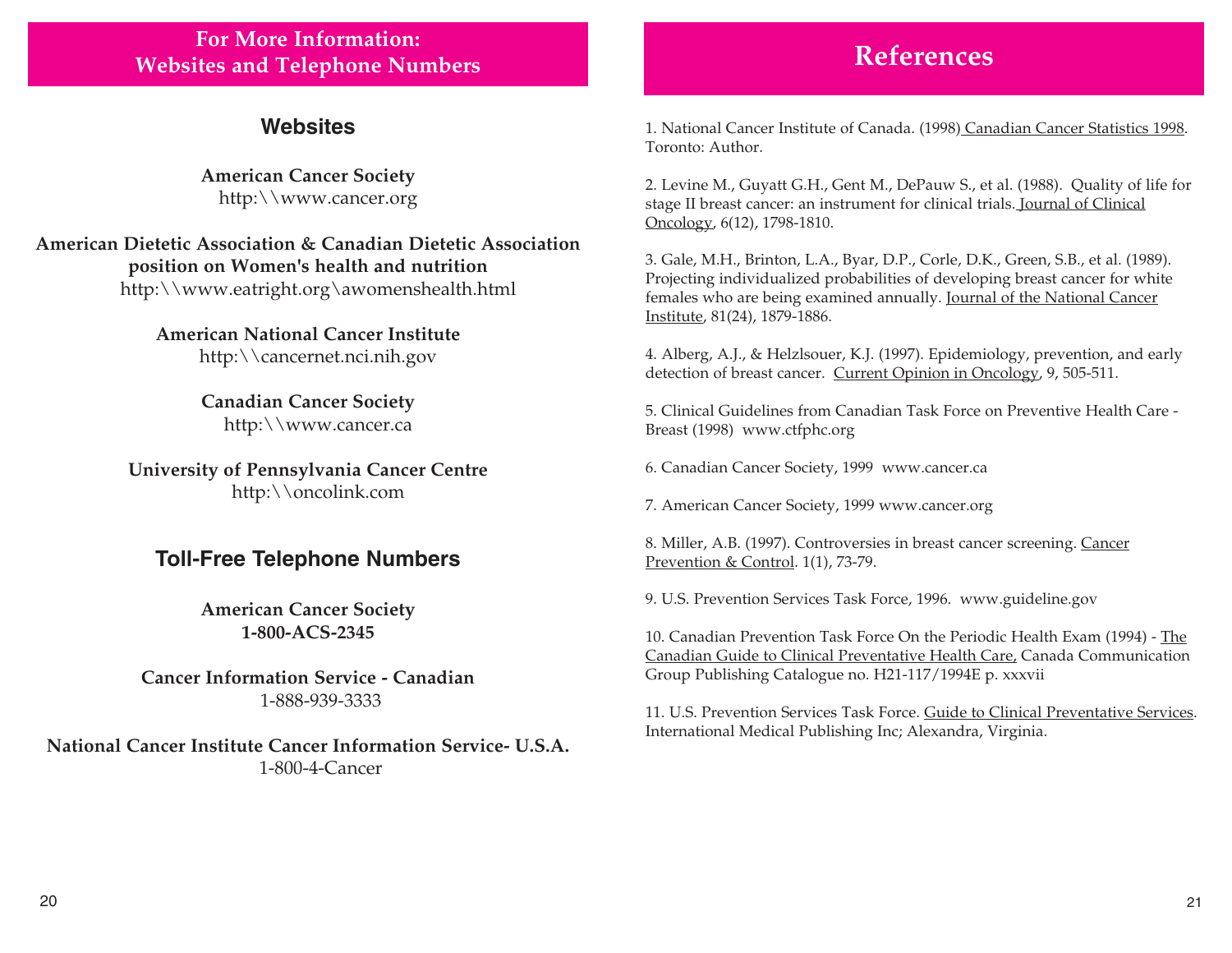## For More Information: Websites and Telephone Numbers

### Websites

**American Cancer Society**
http:\\www.cancer.org

**American Dietetic Association & Canadian Dietetic Association position on Women's health and nutrition**
http:\\www.eatright.org\awomenshealth.html

**American National Cancer Institute**
http:\\cancernet.nci.nih.gov

**Canadian Cancer Society**
http:\\www.cancer.ca

**University of Pennsylvania Cancer Centre**
http:\\oncolink.com

### Toll-Free Telephone Numbers

**American Cancer Society**
**1-800-ACS-2345**

**Cancer Information Service - Canadian**
1-888-939-3333

**National Cancer Institute Cancer Information Service- U.S.A.**
1-800-4-Cancer

## References

1. National Cancer Institute of Canada. (1998) Canadian Cancer Statistics 1998. Toronto: Author.

2. Levine M., Guyatt G.H., Gent M., DePauw S., et al. (1988). Quality of life for stage II breast cancer: an instrument for clinical trials. Journal of Clinical Oncology, 6(12), 1798-1810.

3. Gale, M.H., Brinton, L.A., Byar, D.P., Corle, D.K., Green, S.B., et al. (1989). Projecting individualized probabilities of developing breast cancer for white females who are being examined annually. Journal of the National Cancer Institute, 81(24), 1879-1886.

4. Alberg, A.J., & Helzlsouer, K.J. (1997). Epidemiology, prevention, and early detection of breast cancer. Current Opinion in Oncology, 9, 505-511.

5. Clinical Guidelines from Canadian Task Force on Preventive Health Care - Breast (1998) www.ctfphc.org

6. Canadian Cancer Society, 1999 www.cancer.ca

7. American Cancer Society, 1999 www.cancer.org

8. Miller, A.B. (1997). Controversies in breast cancer screening. Cancer Prevention & Control. 1(1), 73-79.

9. U.S. Prevention Services Task Force, 1996. www.guideline.gov

10. Canadian Prevention Task Force On the Periodic Health Exam (1994) - The Canadian Guide to Clinical Preventative Health Care, Canada Communication Group Publishing Catalogue no. H21-117/1994E p. xxxvii

11. U.S. Prevention Services Task Force. Guide to Clinical Preventative Services. International Medical Publishing Inc; Alexandra, Virginia.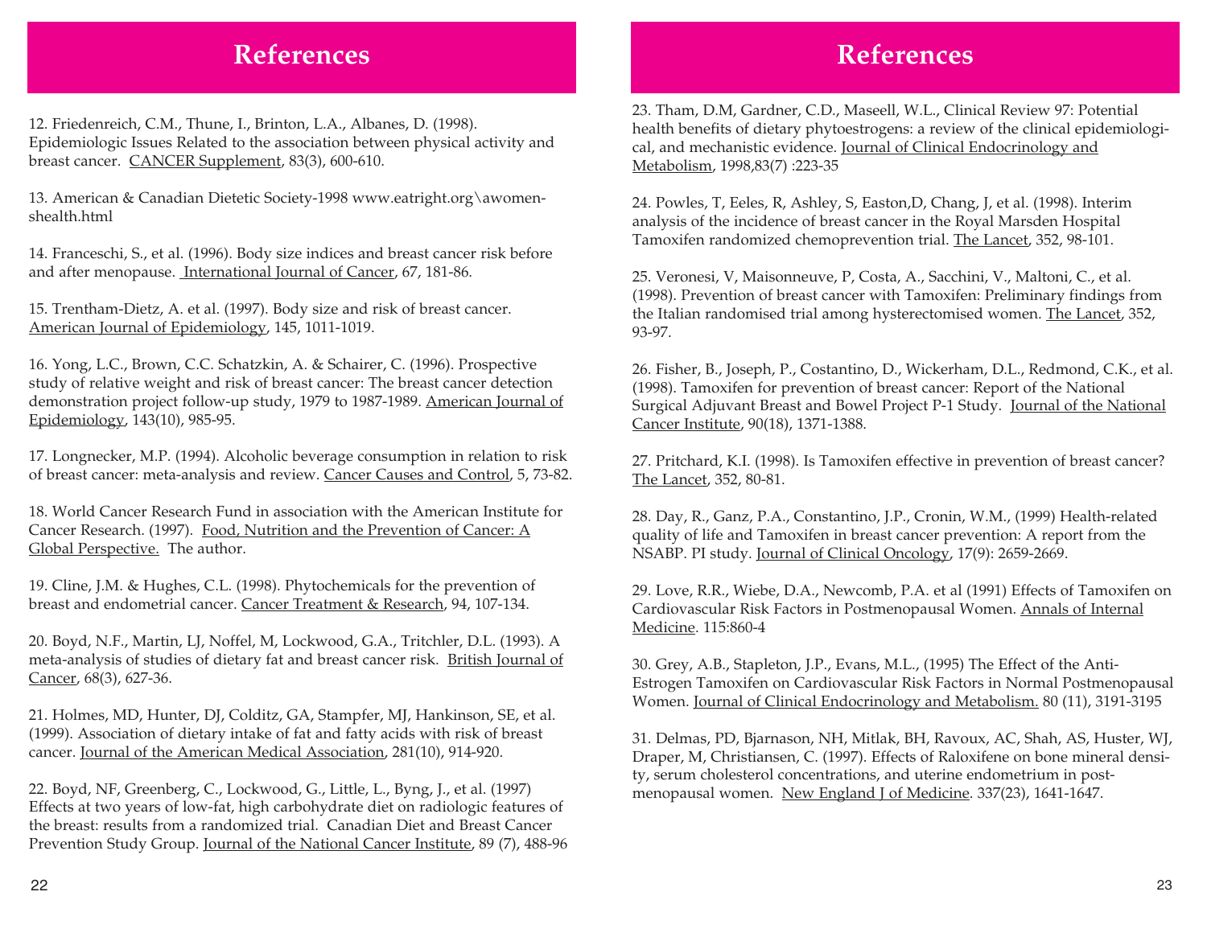# References

12. Friedenreich, C.M., Thune, I., Brinton, L.A., Albanes, D. (1998). Epidemiologic Issues Related to the association between physical activity and breast cancer. CANCER Supplement, 83(3), 600-610.

13. American & Canadian Dietetic Society-1998 www.eatright.org\awomen-shealth.html

14. Franceschi, S., et al. (1996). Body size indices and breast cancer risk before and after menopause. International Journal of Cancer, 67, 181-86.

15. Trentham-Dietz, A. et al. (1997). Body size and risk of breast cancer. American Journal of Epidemiology, 145, 1011-1019.

16. Yong, L.C., Brown, C.C. Schatzkin, A. & Schairer, C. (1996). Prospective study of relative weight and risk of breast cancer: The breast cancer detection demonstration project follow-up study, 1979 to 1987-1989. American Journal of Epidemiology, 143(10), 985-95.

17. Longnecker, M.P. (1994). Alcoholic beverage consumption in relation to risk of breast cancer: meta-analysis and review. Cancer Causes and Control, 5, 73-82.

18. World Cancer Research Fund in association with the American Institute for Cancer Research. (1997). Food, Nutrition and the Prevention of Cancer: A Global Perspective. The author.

19. Cline, J.M. & Hughes, C.L. (1998). Phytochemicals for the prevention of breast and endometrial cancer. Cancer Treatment & Research, 94, 107-134.

20. Boyd, N.F., Martin, LJ, Noffel, M, Lockwood, G.A., Tritchler, D.L. (1993). A meta-analysis of studies of dietary fat and breast cancer risk. British Journal of Cancer, 68(3), 627-36.

21. Holmes, MD, Hunter, DJ, Colditz, GA, Stampfer, MJ, Hankinson, SE, et al. (1999). Association of dietary intake of fat and fatty acids with risk of breast cancer. Journal of the American Medical Association, 281(10), 914-920.

22. Boyd, NF, Greenberg, C., Lockwood, G., Little, L., Byng, J., et al. (1997) Effects at two years of low-fat, high carbohydrate diet on radiologic features of the breast: results from a randomized trial. Canadian Diet and Breast Cancer Prevention Study Group. Journal of the National Cancer Institute, 89 (7), 488-96

# References

23. Tham, D.M, Gardner, C.D., Maseell, W.L., Clinical Review 97: Potential health benefits of dietary phytoestrogens: a review of the clinical epidemiological, and mechanistic evidence. Journal of Clinical Endocrinology and Metabolism, 1998,83(7) :223-35

24. Powles, T, Eeles, R, Ashley, S, Easton,D, Chang, J, et al. (1998). Interim analysis of the incidence of breast cancer in the Royal Marsden Hospital Tamoxifen randomized chemoprevention trial. The Lancet, 352, 98-101.

25. Veronesi, V, Maisonneuve, P, Costa, A., Sacchini, V., Maltoni, C., et al. (1998). Prevention of breast cancer with Tamoxifen: Preliminary findings from the Italian randomised trial among hysterectomised women. The Lancet, 352, 93-97.

26. Fisher, B., Joseph, P., Costantino, D., Wickerham, D.L., Redmond, C.K., et al. (1998). Tamoxifen for prevention of breast cancer: Report of the National Surgical Adjuvant Breast and Bowel Project P-1 Study. Journal of the National Cancer Institute, 90(18), 1371-1388.

27. Pritchard, K.I. (1998). Is Tamoxifen effective in prevention of breast cancer? The Lancet, 352, 80-81.

28. Day, R., Ganz, P.A., Constantino, J.P., Cronin, W.M., (1999) Health-related quality of life and Tamoxifen in breast cancer prevention: A report from the NSABP. PI study. Journal of Clinical Oncology, 17(9): 2659-2669.

29. Love, R.R., Wiebe, D.A., Newcomb, P.A. et al (1991) Effects of Tamoxifen on Cardiovascular Risk Factors in Postmenopausal Women. Annals of Internal Medicine. 115:860-4

30. Grey, A.B., Stapleton, J.P., Evans, M.L., (1995) The Effect of the Anti-Estrogen Tamoxifen on Cardiovascular Risk Factors in Normal Postmenopausal Women. Journal of Clinical Endocrinology and Metabolism. 80 (11), 3191-3195

31. Delmas, PD, Bjarnason, NH, Mitlak, BH, Ravoux, AC, Shah, AS, Huster, WJ, Draper, M, Christiansen, C. (1997). Effects of Raloxifene on bone mineral density, serum cholesterol concentrations, and uterine endometrium in postmenopausal women. New England J of Medicine. 337(23), 1641-1647.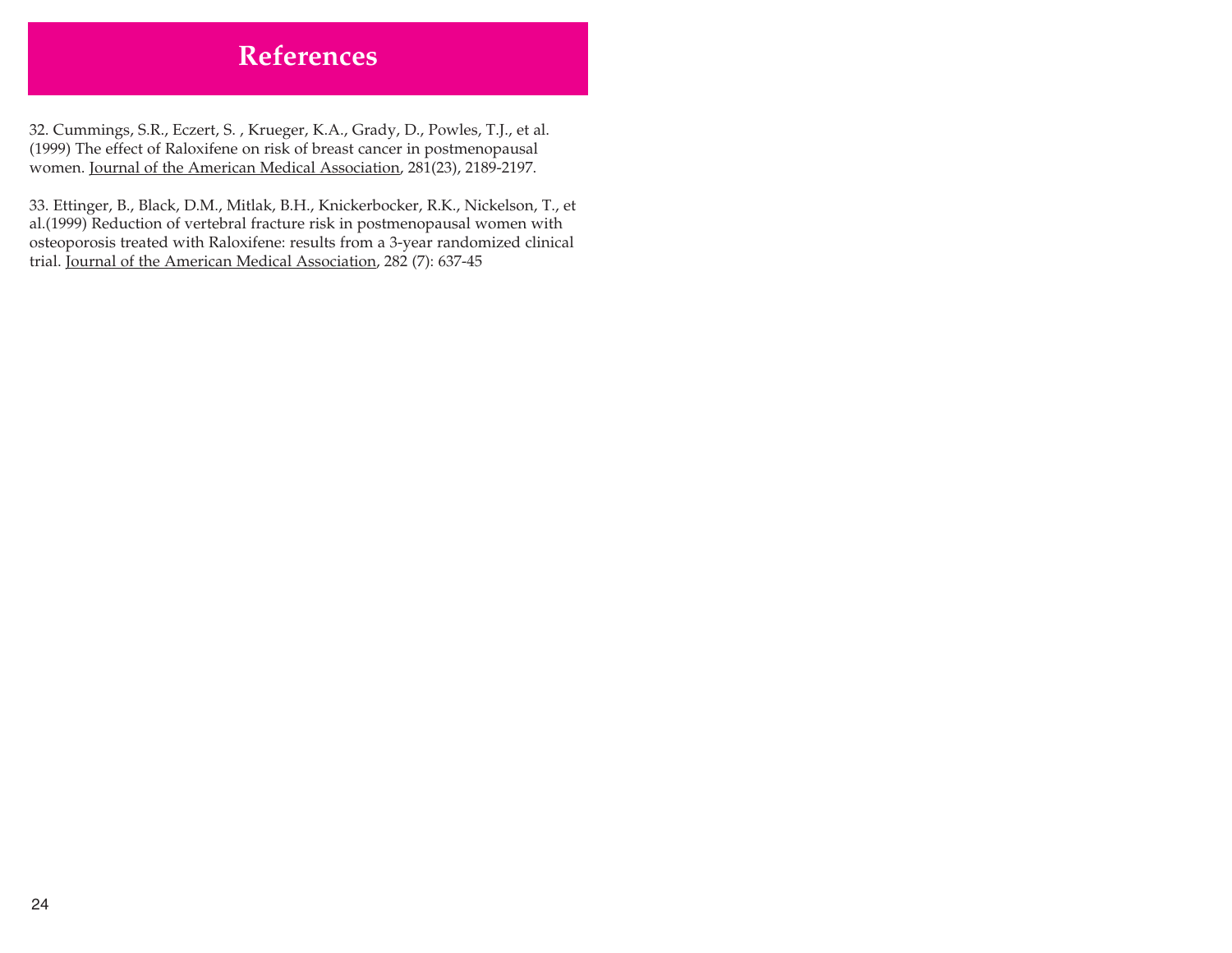# References

32. Cummings, S.R., Eczert, S. , Krueger, K.A., Grady, D., Powles, T.J., et al. (1999) The effect of Raloxifene on risk of breast cancer in postmenopausal women. Journal of the American Medical Association, 281(23), 2189-2197.

33. Ettinger, B., Black, D.M., Mitlak, B.H., Knickerbocker, R.K., Nickelson, T., et al.(1999) Reduction of vertebral fracture risk in postmenopausal women with osteoporosis treated with Raloxifene: results from a 3-year randomized clinical trial. Journal of the American Medical Association, 282 (7): 637-45